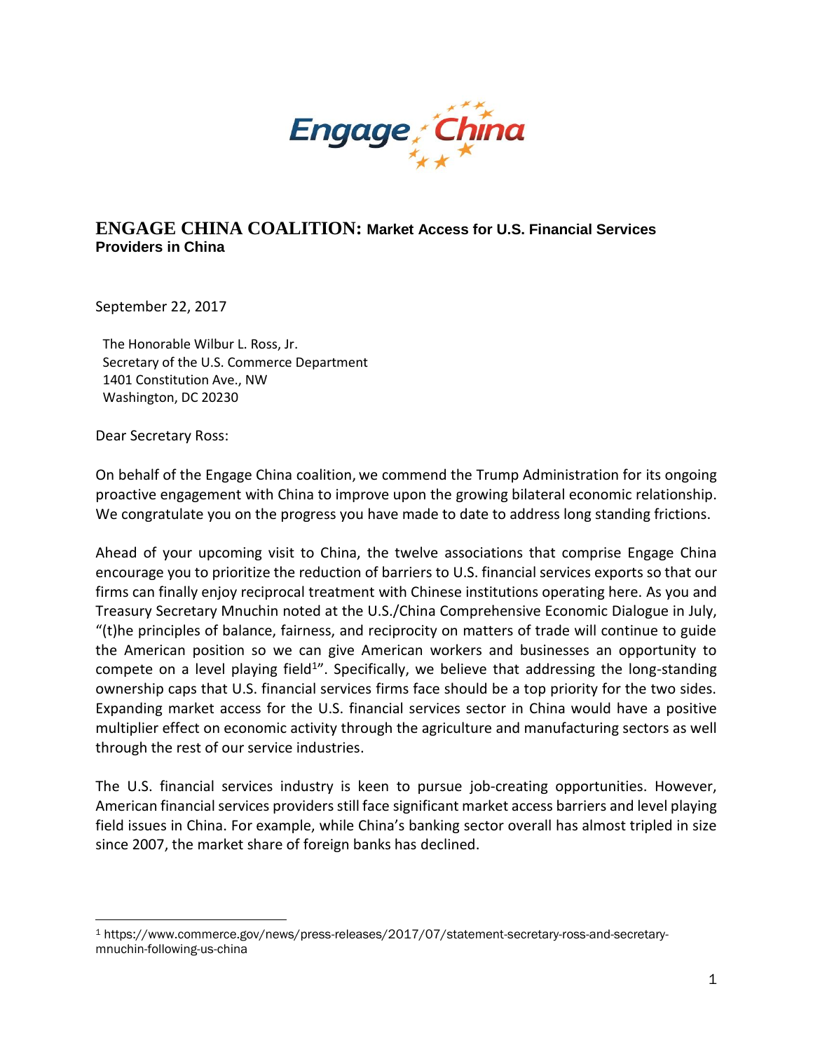Engage China

## ENGAGE CHINA COALITION: Market Access for U.S. Financial Services Providers in China

September 22, 2017

The Honorable Wilbur L. Ross, Jr.
Secretary of the U.S. Commerce Department
1401 Constitution Ave., NW
Washington, DC 20230

Dear Secretary Ross:

On behalf of the Engage China coalition, we commend the Trump Administration for its ongoing proactive engagement with China to improve upon the growing bilateral economic relationship. We congratulate you on the progress you have made to date to address long standing frictions.

Ahead of your upcoming visit to China, the twelve associations that comprise Engage China encourage you to prioritize the reduction of barriers to U.S. financial services exports so that our firms can finally enjoy reciprocal treatment with Chinese institutions operating here. As you and Treasury Secretary Mnuchin noted at the U.S./China Comprehensive Economic Dialogue in July, "(t)he principles of balance, fairness, and reciprocity on matters of trade will continue to guide the American position so we can give American workers and businesses an opportunity to compete on a level playing field[1]". Specifically, we believe that addressing the long-standing ownership caps that U.S. financial services firms face should be a top priority for the two sides. Expanding market access for the U.S. financial services sector in China would have a positive multiplier effect on economic activity through the agriculture and manufacturing sectors as well through the rest of our service industries.

The U.S. financial services industry is keen to pursue job-creating opportunities. However, American financial services providers still face significant market access barriers and level playing field issues in China. For example, while China's banking sector overall has almost tripled in size since 2007, the market share of foreign banks has declined.

[1] https://www.commerce.gov/news/press-releases/2017/07/statement-secretary-ross-and-secretary-mnuchin-following-us-china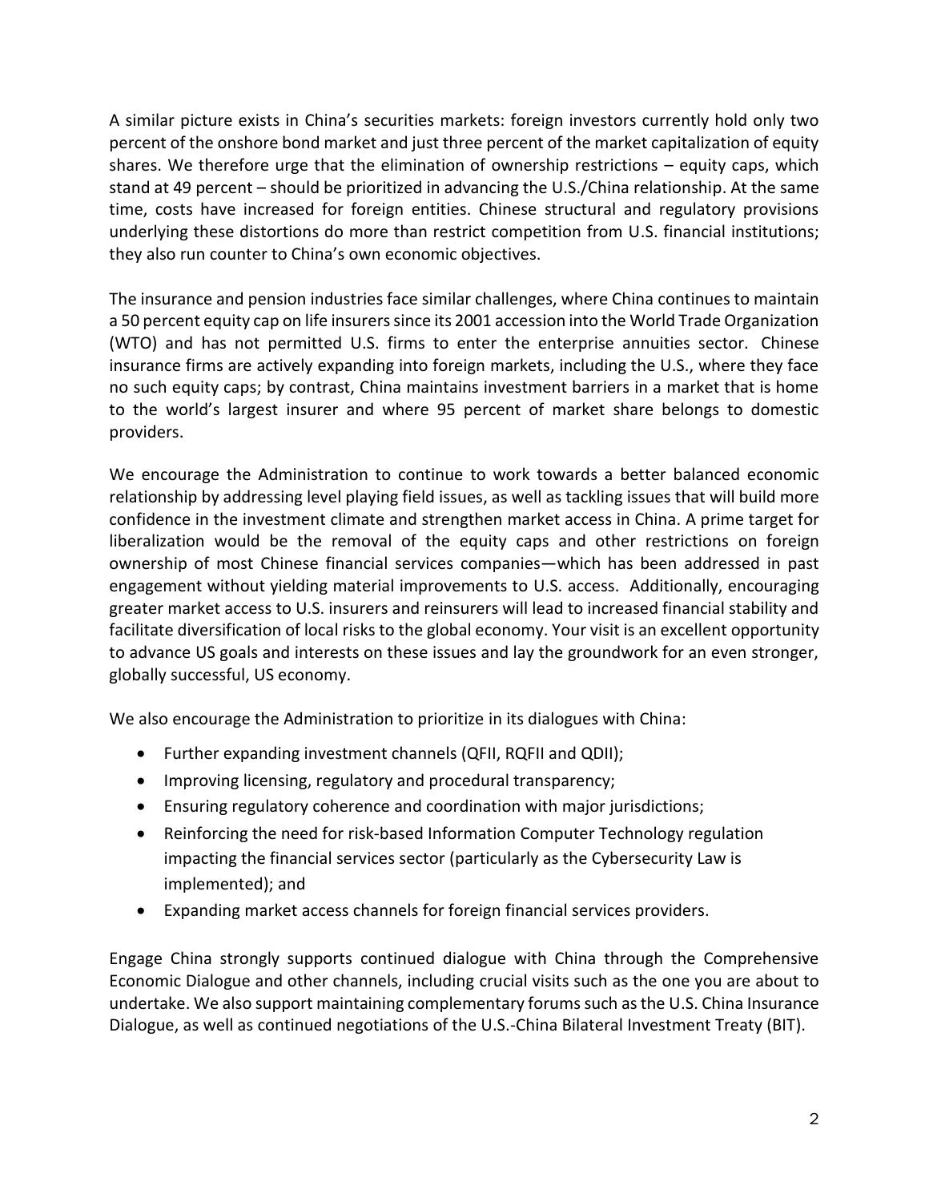A similar picture exists in China's securities markets: foreign investors currently hold only two percent of the onshore bond market and just three percent of the market capitalization of equity shares. We therefore urge that the elimination of ownership restrictions – equity caps, which stand at 49 percent – should be prioritized in advancing the U.S./China relationship. At the same time, costs have increased for foreign entities. Chinese structural and regulatory provisions underlying these distortions do more than restrict competition from U.S. financial institutions; they also run counter to China's own economic objectives.

The insurance and pension industries face similar challenges, where China continues to maintain a 50 percent equity cap on life insurers since its 2001 accession into the World Trade Organization (WTO) and has not permitted U.S. firms to enter the enterprise annuities sector. Chinese insurance firms are actively expanding into foreign markets, including the U.S., where they face no such equity caps; by contrast, China maintains investment barriers in a market that is home to the world's largest insurer and where 95 percent of market share belongs to domestic providers.

We encourage the Administration to continue to work towards a better balanced economic relationship by addressing level playing field issues, as well as tackling issues that will build more confidence in the investment climate and strengthen market access in China. A prime target for liberalization would be the removal of the equity caps and other restrictions on foreign ownership of most Chinese financial services companies—which has been addressed in past engagement without yielding material improvements to U.S. access. Additionally, encouraging greater market access to U.S. insurers and reinsurers will lead to increased financial stability and facilitate diversification of local risks to the global economy. Your visit is an excellent opportunity to advance US goals and interests on these issues and lay the groundwork for an even stronger, globally successful, US economy.

We also encourage the Administration to prioritize in its dialogues with China:

- Further expanding investment channels (QFII, RQFII and QDII);
- Improving licensing, regulatory and procedural transparency;
- Ensuring regulatory coherence and coordination with major jurisdictions;
- Reinforcing the need for risk-based Information Computer Technology regulation impacting the financial services sector (particularly as the Cybersecurity Law is implemented); and
- Expanding market access channels for foreign financial services providers.

Engage China strongly supports continued dialogue with China through the Comprehensive Economic Dialogue and other channels, including crucial visits such as the one you are about to undertake. We also support maintaining complementary forums such as the U.S. China Insurance Dialogue, as well as continued negotiations of the U.S.-China Bilateral Investment Treaty (BIT).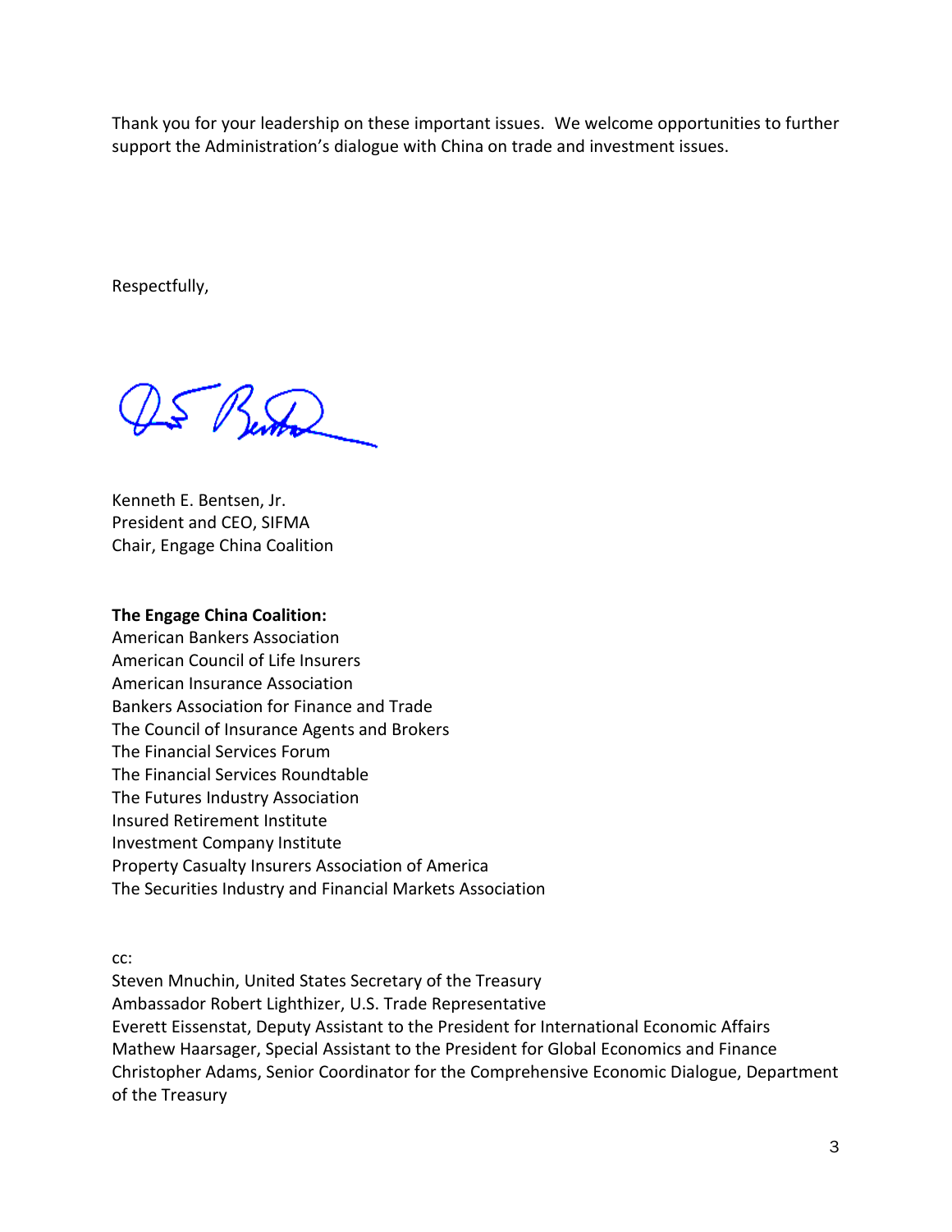Thank you for your leadership on these important issues. We welcome opportunities to further support the Administration's dialogue with China on trade and investment issues.

Respectfully,

Kenneth E. Bentsen, Jr.
President and CEO, SIFMA
Chair, Engage China Coalition

**The Engage China Coalition:**
American Bankers Association
American Council of Life Insurers
American Insurance Association
Bankers Association for Finance and Trade
The Council of Insurance Agents and Brokers
The Financial Services Forum
The Financial Services Roundtable
The Futures Industry Association
Insured Retirement Institute
Investment Company Institute
Property Casualty Insurers Association of America
The Securities Industry and Financial Markets Association

cc:
Steven Mnuchin, United States Secretary of the Treasury
Ambassador Robert Lighthizer, U.S. Trade Representative
Everett Eissenstat, Deputy Assistant to the President for International Economic Affairs
Mathew Haarsager, Special Assistant to the President for Global Economics and Finance
Christopher Adams, Senior Coordinator for the Comprehensive Economic Dialogue, Department of the Treasury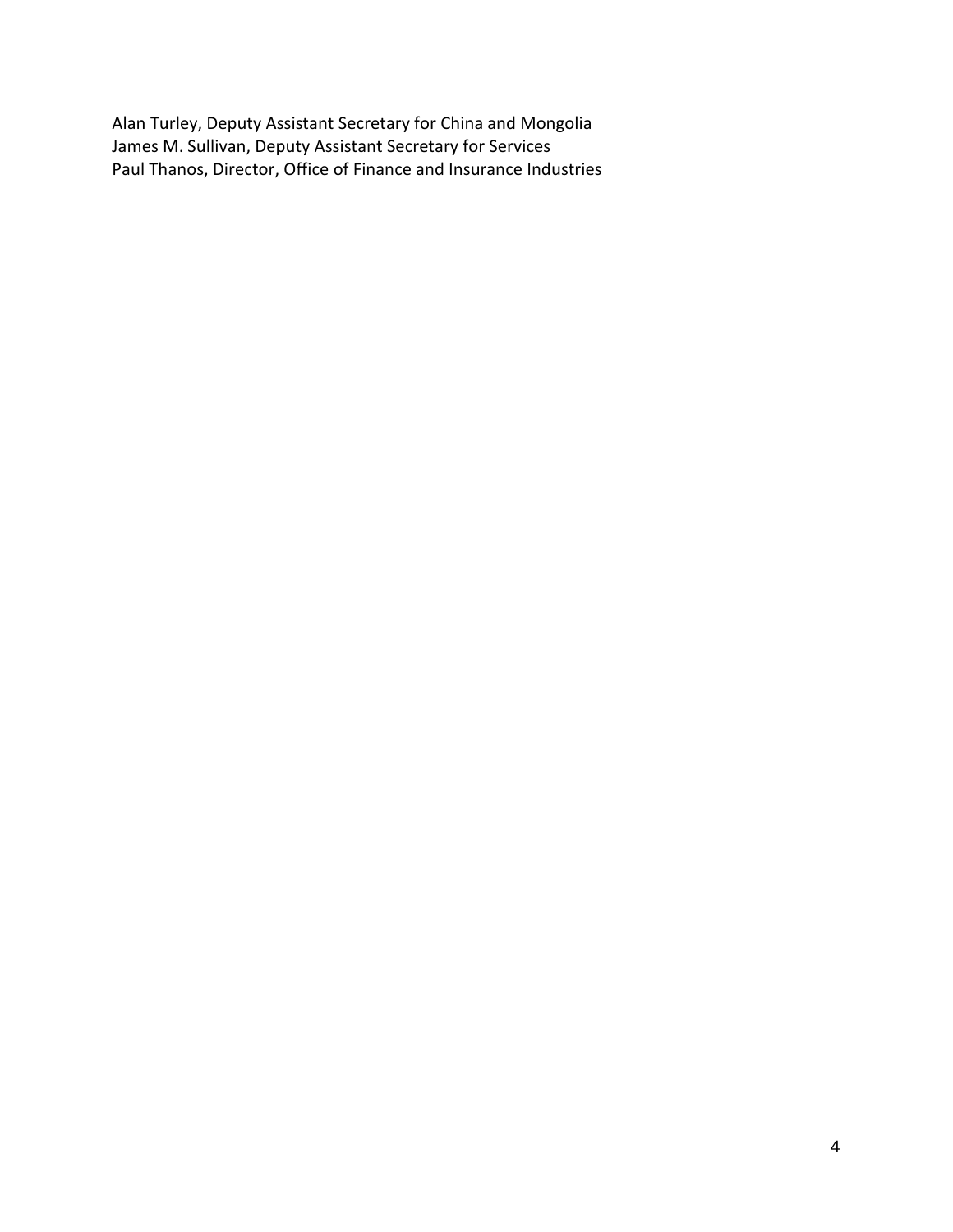Alan Turley, Deputy Assistant Secretary for China and Mongolia
James M. Sullivan, Deputy Assistant Secretary for Services
Paul Thanos, Director, Office of Finance and Insurance Industries